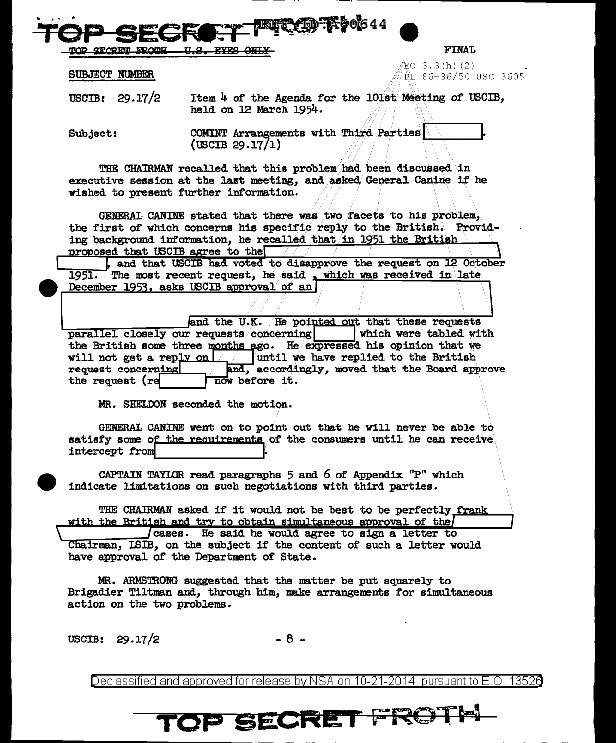TOP SECRET FROTH U.S. EYES ONLY

FINAL

EO 3.3(h)(2)
PL 86-36/50 USC 3605

SUBJECT NUMBER

USCIB: 29.17/2 Item 4 of the Agenda for the 101st Meeting of USCIB, held on 12 March 1954.

Subject: COMINT Arrangements with Third Parties [REDACTED]. (USCIB 29.17/1)

THE CHAIRMAN recalled that this problem had been discussed in executive session at the last meeting, and asked General Canine if he wished to present further information.

GENERAL CANINE stated that there was two facets to his problem, the first of which concerns his specific reply to the British. Providing background information, he recalled that in 1951 the British proposed that USCIB agree to the [REDACTED], and that USCIB had voted to disapprove the request on 12 October 1951. The most recent request, he said, which was received in late December 1953, asks USCIB approval of an [REDACTED] and the U.K. He pointed out that these requests parallel closely our requests concerning [REDACTED] which were tabled with the British some three months ago. He expressed his opinion that we will not get a reply on [REDACTED] until we have replied to the British request concerning [REDACTED] and, accordingly, moved that the Board approve the request (re [REDACTED]) now before it.

MR. SHELDON seconded the motion.

GENERAL CANINE went on to point out that he will never be able to satisfy some of the requirements of the consumers until he can receive intercept from [REDACTED].

CAPTAIN TAYLOR read paragraphs 5 and 6 of Appendix "P" which indicate limitations on such negotiations with third parties.

THE CHAIRMAN asked if it would not be best to be perfectly frank with the British and try to obtain simultaneous approval of the [REDACTED] cases. He said he would agree to sign a letter to Chairman, ISIB, on the subject if the content of such a letter would have approval of the Department of State.

MR. ARMSTRONG suggested that the matter be put squarely to Brigadier Tiltman and, through him, make arrangements for simultaneous action on the two problems.

USCIB: 29.17/2

Declassified and approved for release by NSA on 10-21-2014 pursuant to E.O. 13526

TOP SECRET FROTH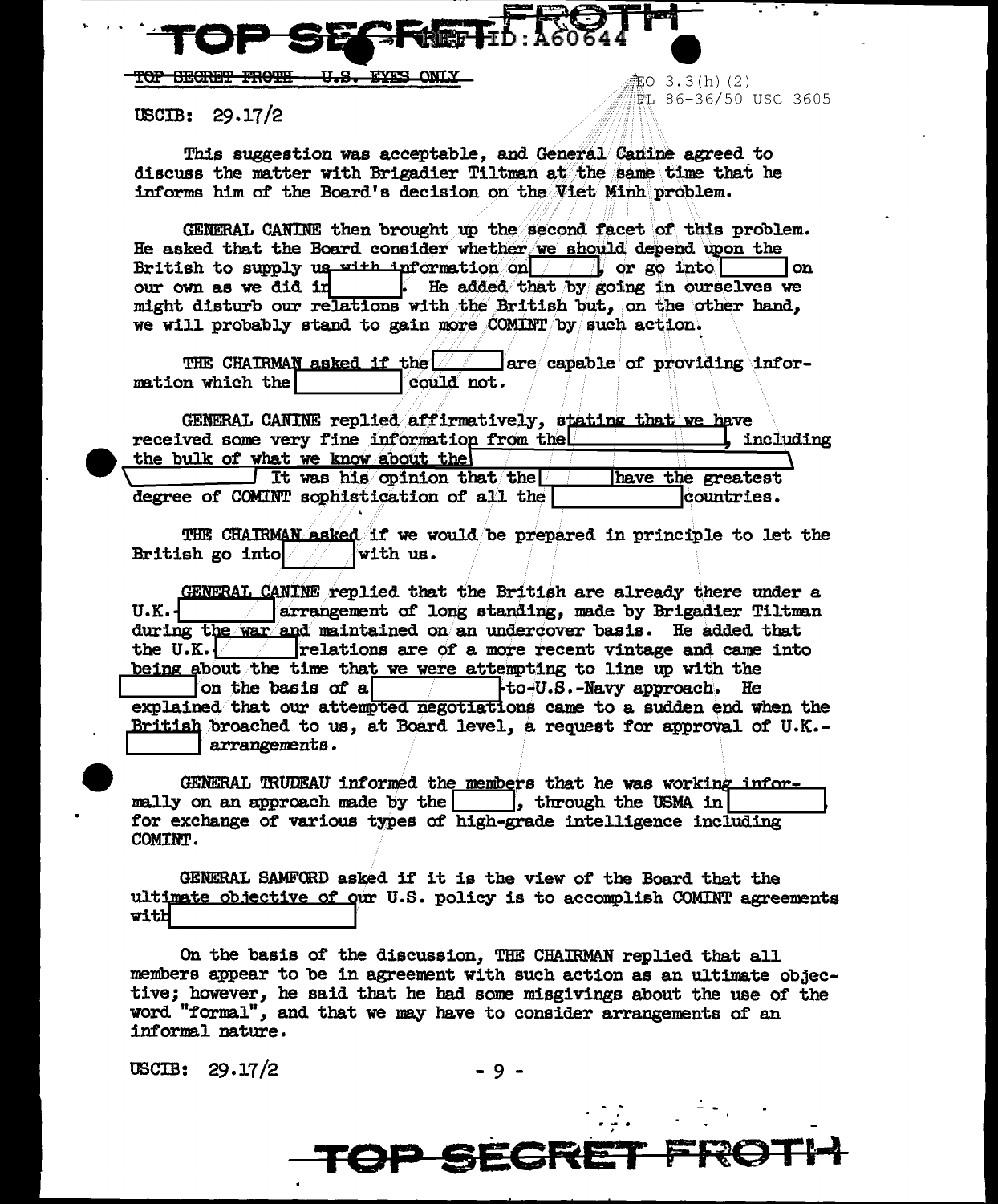TOP SECRET FROTH - U.S. EYES ONLY

EO 3.3(h)(2)
PL 86-36/50 USC 3605

USCIB: 29.17/2

This suggestion was acceptable, and General Canine agreed to discuss the matter with Brigadier Tiltman at the same time that he informs him of the Board's decision on the Viet Minh problem.

GENERAL CANINE then brought up the second facet of this problem. He asked that the Board consider whether we should depend upon the British to supply us with information on [ ], or go into [ ] on our own as we did in [ ]. He added that by going in ourselves we might disturb our relations with the British but, on the other hand, we will probably stand to gain more COMINT by such action.

THE CHAIRMAN asked if the [ ] are capable of providing information which the [ ] could not.

GENERAL CANINE replied affirmatively, stating that we have received some very fine information from the [ ], including the bulk of what we know about the [ ] It was his opinion that the [ ] have the greatest degree of COMINT sophistication of all the [ ] countries.

THE CHAIRMAN asked if we would be prepared in principle to let the British go into [ ] with us.

GENERAL CANINE replied that the British are already there under a U.K.-[ ] arrangement of long standing, made by Brigadier Tiltman during the war and maintained on an undercover basis. He added that the U.K.-[ ] relations are of a more recent vintage and came into being about the time that we were attempting to line up with the [ ] on the basis of a [ ]-to-U.S.-Navy approach. He explained that our attempted negotiations came to a sudden end when the British broached to us, at Board level, a request for approval of U.K.-[ ] arrangements.

GENERAL TRUDEAU informed the members that he was working informally on an approach made by the [ ], through the USMA in [ ] for exchange of various types of high-grade intelligence including COMINT.

GENERAL SAMFORD asked if it is the view of the Board that the ultimate objective of our U.S. policy is to accomplish COMINT agreements with [ ]

On the basis of the discussion, THE CHAIRMAN replied that all members appear to be in agreement with such action as an ultimate objective; however, he said that he had some misgivings about the use of the word "formal", and that we may have to consider arrangements of an informal nature.

USCIB: 29.17/2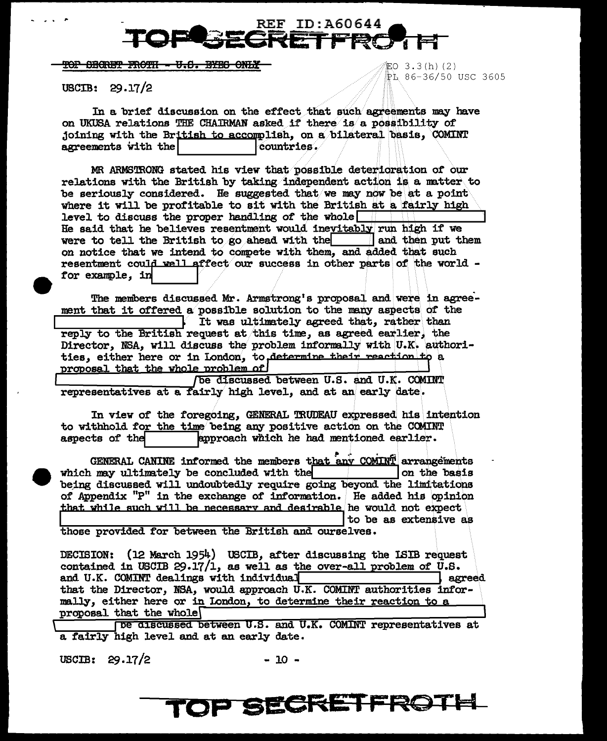TOP SECRET FROTH - U.S. EYES ONLY

EO 3.3(h)(2)
PL 86-36/50 USC 3605

USCIB: 29.17/2

In a brief discussion on the effect that such agreements may have on UKUSA relations THE CHAIRMAN asked if there is a possibility of joining with the British to accomplish, on a bilateral basis, COMINT agreements with the [ ] countries.

MR ARMSTRONG stated his view that possible deterioration of our relations with the British by taking independent action is a matter to be seriously considered. He suggested that we may now be at a point where it will be profitable to sit with the British at a fairly high level to discuss the proper handling of the whole [ ] He said that he believes resentment would inevitably run high if we were to tell the British to go ahead with the [ ] and then put them on notice that we intend to compete with them, and added that such resentment could well affect our success in other parts of the world - for example, in [ ]

The members discussed Mr. Armstrong's proposal and were in agreement that it offered a possible solution to the many aspects of the [ ]. It was ultimately agreed that, rather than reply to the British request at this time, as agreed earlier, the Director, NSA, will discuss the problem informally with U.K. authorities, either here or in London, to determine their reaction to a proposal that the whole problem of [ ] be discussed between U.S. and U.K. COMINT representatives at a fairly high level, and at an early date.

In view of the foregoing, GENERAL TRUDEAU expressed his intention to withhold for the time being any positive action on the COMINT aspects of the [ ] approach which he had mentioned earlier.

GENERAL CANINE informed the members that any COMINT arrangements which may ultimately be concluded with the [ ] on the basis being discussed will undoubtedly require going beyond the limitations of Appendix "P" in the exchange of information. He added his opinion that while such will be necessary and desirable he would not expect [ ] to be as extensive as those provided for between the British and ourselves.

DECISION: (12 March 1954) USCIB, after discussing the ISIB request contained in USCIB 29.17/1, as well as the over-all problem of U.S. and U.K. COMINT dealings with individual [ ] agreed that the Director, NSA, would approach U.K. COMINT authorities informally, either here or in London, to determine their reaction to a proposal that the whole [ ] be discussed between U.S. and U.K. COMINT representatives at a fairly high level and at an early date.

USCIB: 29.17/2